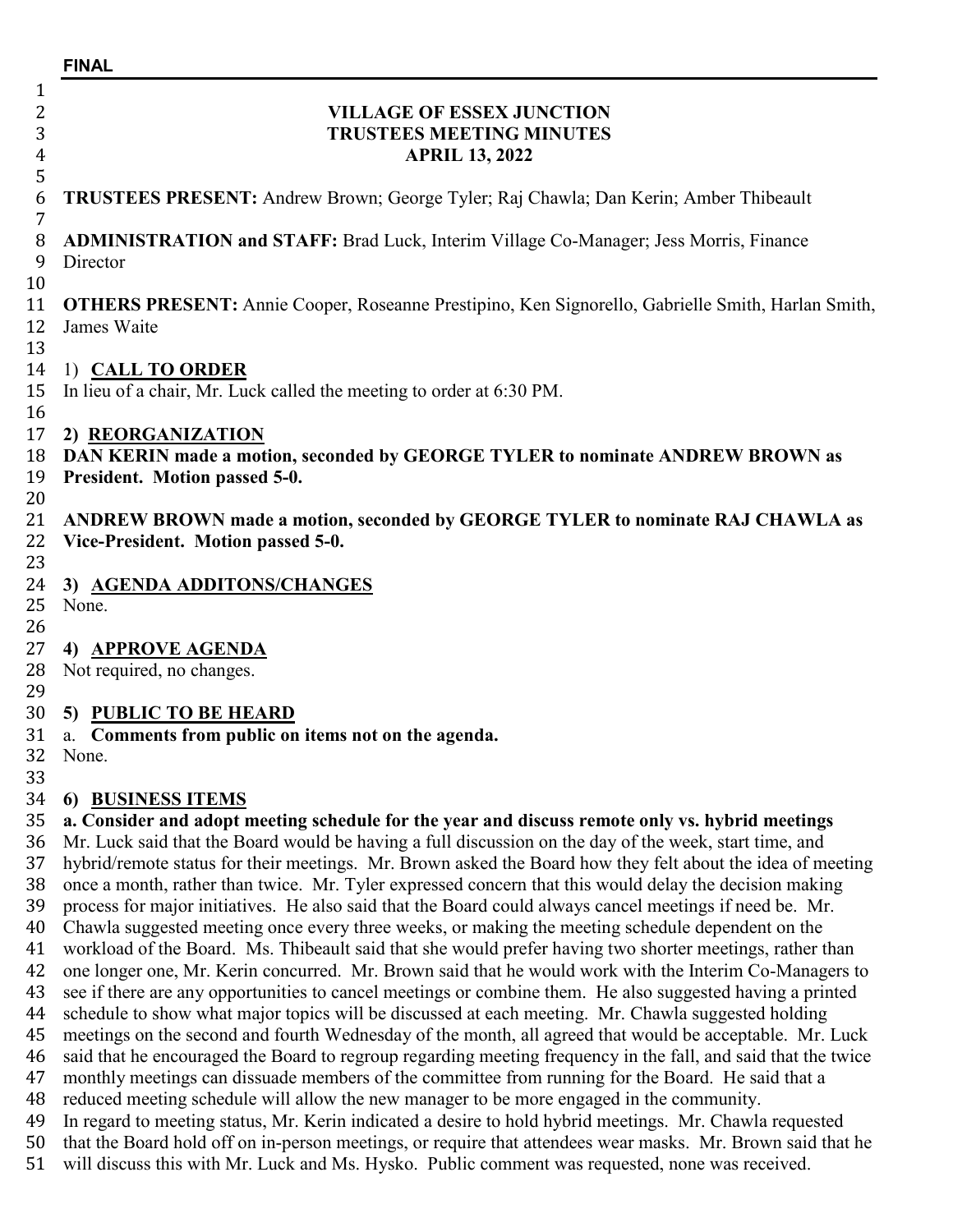FINAL

# VILLAGE OF ESSEX JUNCTION
## TRUSTEES MEETING MINUTES
## APRIL 13, 2022

**TRUSTEES PRESENT:** Andrew Brown; George Tyler; Raj Chawla; Dan Kerin; Amber Thibeault

**ADMINISTRATION and STAFF:** Brad Luck, Interim Village Co-Manager; Jess Morris, Finance Director

**OTHERS PRESENT:** Annie Cooper, Roseanne Prestipino, Ken Signorello, Gabrielle Smith, Harlan Smith, James Waite

1) **CALL TO ORDER**

In lieu of a chair, Mr. Luck called the meeting to order at 6:30 PM.

**2) REORGANIZATION**

**DAN KERIN made a motion, seconded by GEORGE TYLER to nominate ANDREW BROWN as President. Motion passed 5-0.**

**ANDREW BROWN made a motion, seconded by GEORGE TYLER to nominate RAJ CHAWLA as Vice-President. Motion passed 5-0.**

**3) AGENDA ADDITONS/CHANGES**

None.

**4) APPROVE AGENDA**

Not required, no changes.

**5) PUBLIC TO BE HEARD**

a. **Comments from public on items not on the agenda.**

None.

**6) BUSINESS ITEMS**

**a. Consider and adopt meeting schedule for the year and discuss remote only vs. hybrid meetings**

Mr. Luck said that the Board would be having a full discussion on the day of the week, start time, and hybrid/remote status for their meetings. Mr. Brown asked the Board how they felt about the idea of meeting once a month, rather than twice. Mr. Tyler expressed concern that this would delay the decision making process for major initiatives. He also said that the Board could always cancel meetings if need be. Mr. Chawla suggested meeting once every three weeks, or making the meeting schedule dependent on the workload of the Board. Ms. Thibeault said that she would prefer having two shorter meetings, rather than one longer one, Mr. Kerin concurred. Mr. Brown said that he would work with the Interim Co-Managers to see if there are any opportunities to cancel meetings or combine them. He also suggested having a printed schedule to show what major topics will be discussed at each meeting. Mr. Chawla suggested holding meetings on the second and fourth Wednesday of the month, all agreed that would be acceptable. Mr. Luck said that he encouraged the Board to regroup regarding meeting frequency in the fall, and said that the twice monthly meetings can dissuade members of the committee from running for the Board. He said that a reduced meeting schedule will allow the new manager to be more engaged in the community.

In regard to meeting status, Mr. Kerin indicated a desire to hold hybrid meetings. Mr. Chawla requested that the Board hold off on in-person meetings, or require that attendees wear masks. Mr. Brown said that he will discuss this with Mr. Luck and Ms. Hysko. Public comment was requested, none was received.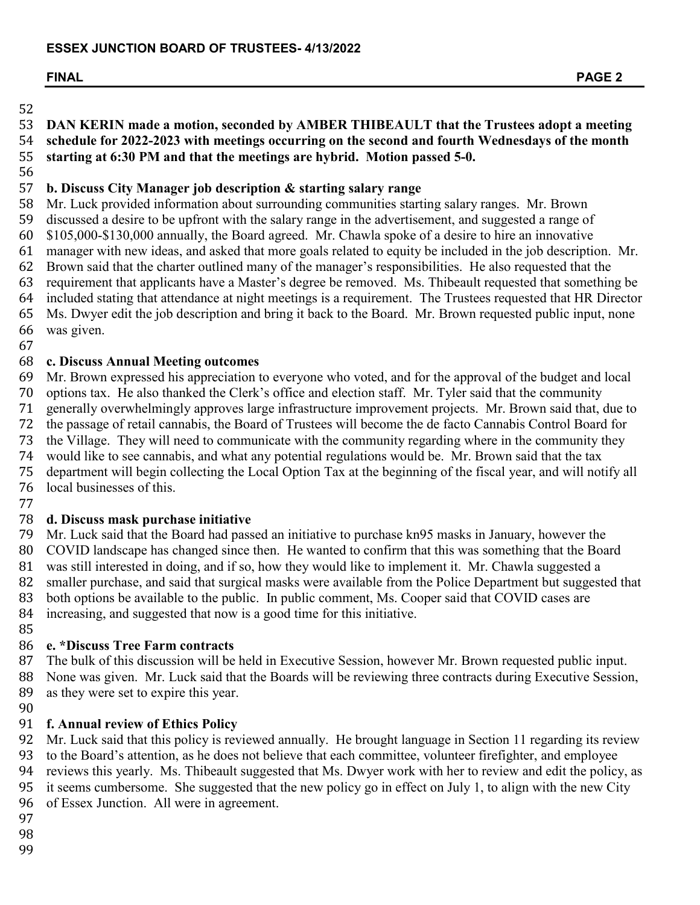**DAN KERIN made a motion, seconded by AMBER THIBEAULT that the Trustees adopt a meeting schedule for 2022-2023 with meetings occurring on the second and fourth Wednesdays of the month starting at 6:30 PM and that the meetings are hybrid. Motion passed 5-0.**

**b. Discuss City Manager job description & starting salary range**

Mr. Luck provided information about surrounding communities starting salary ranges. Mr. Brown discussed a desire to be upfront with the salary range in the advertisement, and suggested a range of $105,000-$130,000 annually, the Board agreed. Mr. Chawla spoke of a desire to hire an innovative manager with new ideas, and asked that more goals related to equity be included in the job description. Mr. Brown said that the charter outlined many of the manager's responsibilities. He also requested that the requirement that applicants have a Master's degree be removed. Ms. Thibeault requested that something be included stating that attendance at night meetings is a requirement. The Trustees requested that HR Director Ms. Dwyer edit the job description and bring it back to the Board. Mr. Brown requested public input, none was given.

**c. Discuss Annual Meeting outcomes**

Mr. Brown expressed his appreciation to everyone who voted, and for the approval of the budget and local options tax. He also thanked the Clerk's office and election staff. Mr. Tyler said that the community generally overwhelmingly approves large infrastructure improvement projects. Mr. Brown said that, due to the passage of retail cannabis, the Board of Trustees will become the de facto Cannabis Control Board for the Village. They will need to communicate with the community regarding where in the community they would like to see cannabis, and what any potential regulations would be. Mr. Brown said that the tax department will begin collecting the Local Option Tax at the beginning of the fiscal year, and will notify all local businesses of this.

**d. Discuss mask purchase initiative**

Mr. Luck said that the Board had passed an initiative to purchase kn95 masks in January, however the COVID landscape has changed since then. He wanted to confirm that this was something that the Board was still interested in doing, and if so, how they would like to implement it. Mr. Chawla suggested a smaller purchase, and said that surgical masks were available from the Police Department but suggested that both options be available to the public. In public comment, Ms. Cooper said that COVID cases are increasing, and suggested that now is a good time for this initiative.

**e. *Discuss Tree Farm contracts**

The bulk of this discussion will be held in Executive Session, however Mr. Brown requested public input. None was given. Mr. Luck said that the Boards will be reviewing three contracts during Executive Session, as they were set to expire this year.

**f. Annual review of Ethics Policy**

Mr. Luck said that this policy is reviewed annually. He brought language in Section 11 regarding its review to the Board's attention, as he does not believe that each committee, volunteer firefighter, and employee reviews this yearly. Ms. Thibeault suggested that Ms. Dwyer work with her to review and edit the policy, as it seems cumbersome. She suggested that the new policy go in effect on July 1, to align with the new City of Essex Junction. All were in agreement.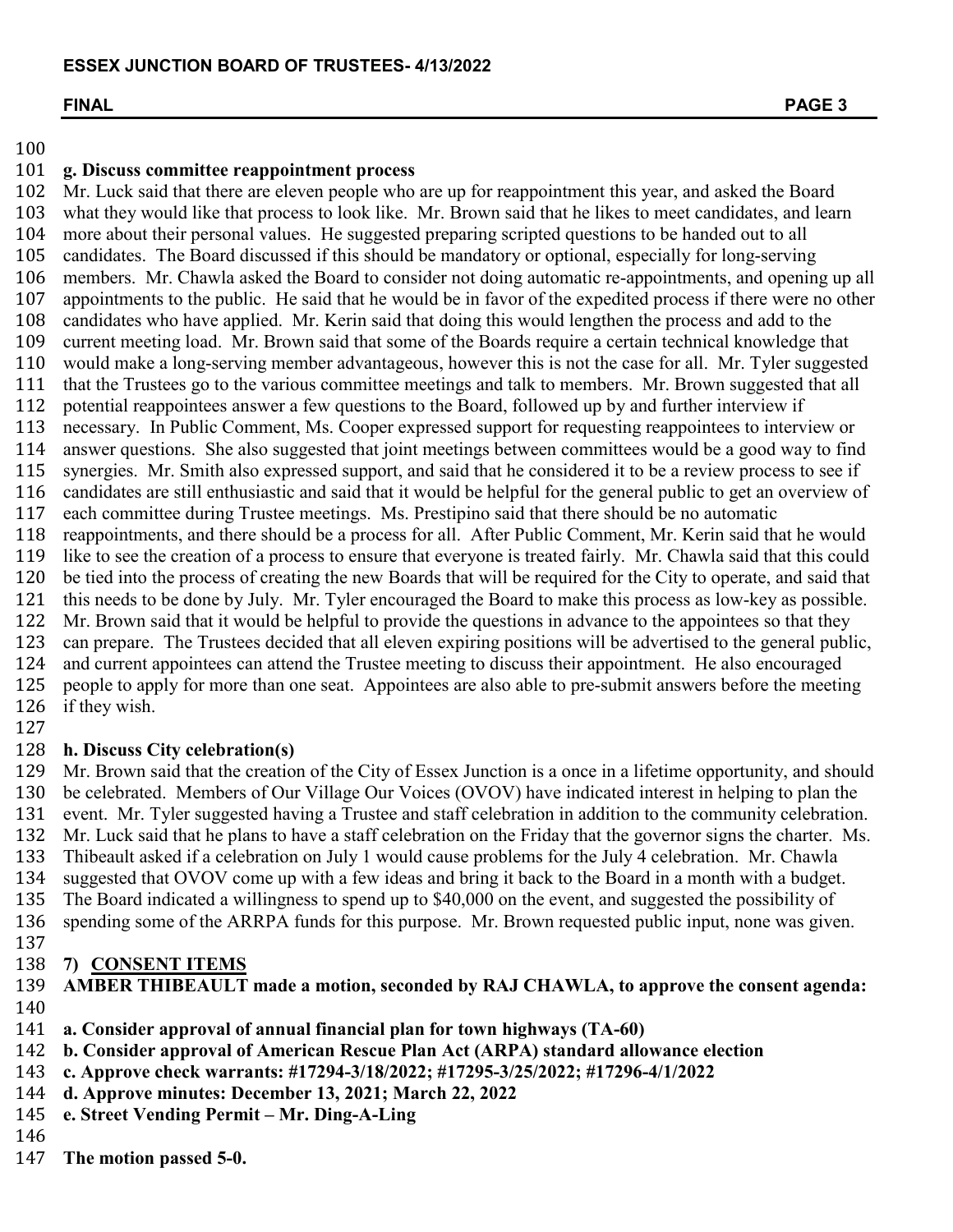**g. Discuss committee reappointment process**

Mr. Luck said that there are eleven people who are up for reappointment this year, and asked the Board what they would like that process to look like. Mr. Brown said that he likes to meet candidates, and learn more about their personal values. He suggested preparing scripted questions to be handed out to all candidates. The Board discussed if this should be mandatory or optional, especially for long-serving members. Mr. Chawla asked the Board to consider not doing automatic re-appointments, and opening up all appointments to the public. He said that he would be in favor of the expedited process if there were no other candidates who have applied. Mr. Kerin said that doing this would lengthen the process and add to the current meeting load. Mr. Brown said that some of the Boards require a certain technical knowledge that would make a long-serving member advantageous, however this is not the case for all. Mr. Tyler suggested that the Trustees go to the various committee meetings and talk to members. Mr. Brown suggested that all potential reappointees answer a few questions to the Board, followed up by and further interview if necessary. In Public Comment, Ms. Cooper expressed support for requesting reappointees to interview or answer questions. She also suggested that joint meetings between committees would be a good way to find synergies. Mr. Smith also expressed support, and said that he considered it to be a review process to see if candidates are still enthusiastic and said that it would be helpful for the general public to get an overview of each committee during Trustee meetings. Ms. Prestipino said that there should be no automatic reappointments, and there should be a process for all. After Public Comment, Mr. Kerin said that he would like to see the creation of a process to ensure that everyone is treated fairly. Mr. Chawla said that this could be tied into the process of creating the new Boards that will be required for the City to operate, and said that this needs to be done by July. Mr. Tyler encouraged the Board to make this process as low-key as possible. Mr. Brown said that it would be helpful to provide the questions in advance to the appointees so that they can prepare. The Trustees decided that all eleven expiring positions will be advertised to the general public, and current appointees can attend the Trustee meeting to discuss their appointment. He also encouraged people to apply for more than one seat. Appointees are also able to pre-submit answers before the meeting if they wish.

**h. Discuss City celebration(s)**

Mr. Brown said that the creation of the City of Essex Junction is a once in a lifetime opportunity, and should be celebrated. Members of Our Village Our Voices (OVOV) have indicated interest in helping to plan the event. Mr. Tyler suggested having a Trustee and staff celebration in addition to the community celebration. Mr. Luck said that he plans to have a staff celebration on the Friday that the governor signs the charter. Ms. Thibeault asked if a celebration on July 1 would cause problems for the July 4 celebration. Mr. Chawla suggested that OVOV come up with a few ideas and bring it back to the Board in a month with a budget. The Board indicated a willingness to spend up to $40,000 on the event, and suggested the possibility of spending some of the ARRPA funds for this purpose. Mr. Brown requested public input, none was given.

**7) <u>CONSENT ITEMS</u>**

**AMBER THIBEAULT made a motion, seconded by RAJ CHAWLA, to approve the consent agenda:**

**a. Consider approval of annual financial plan for town highways (TA-60)**
**b. Consider approval of American Rescue Plan Act (ARPA) standard allowance election**
**c. Approve check warrants: #17294-3/18/2022; #17295-3/25/2022; #17296-4/1/2022**
**d. Approve minutes: December 13, 2021; March 22, 2022**
**e. Street Vending Permit – Mr. Ding-A-Ling**

**The motion passed 5-0.**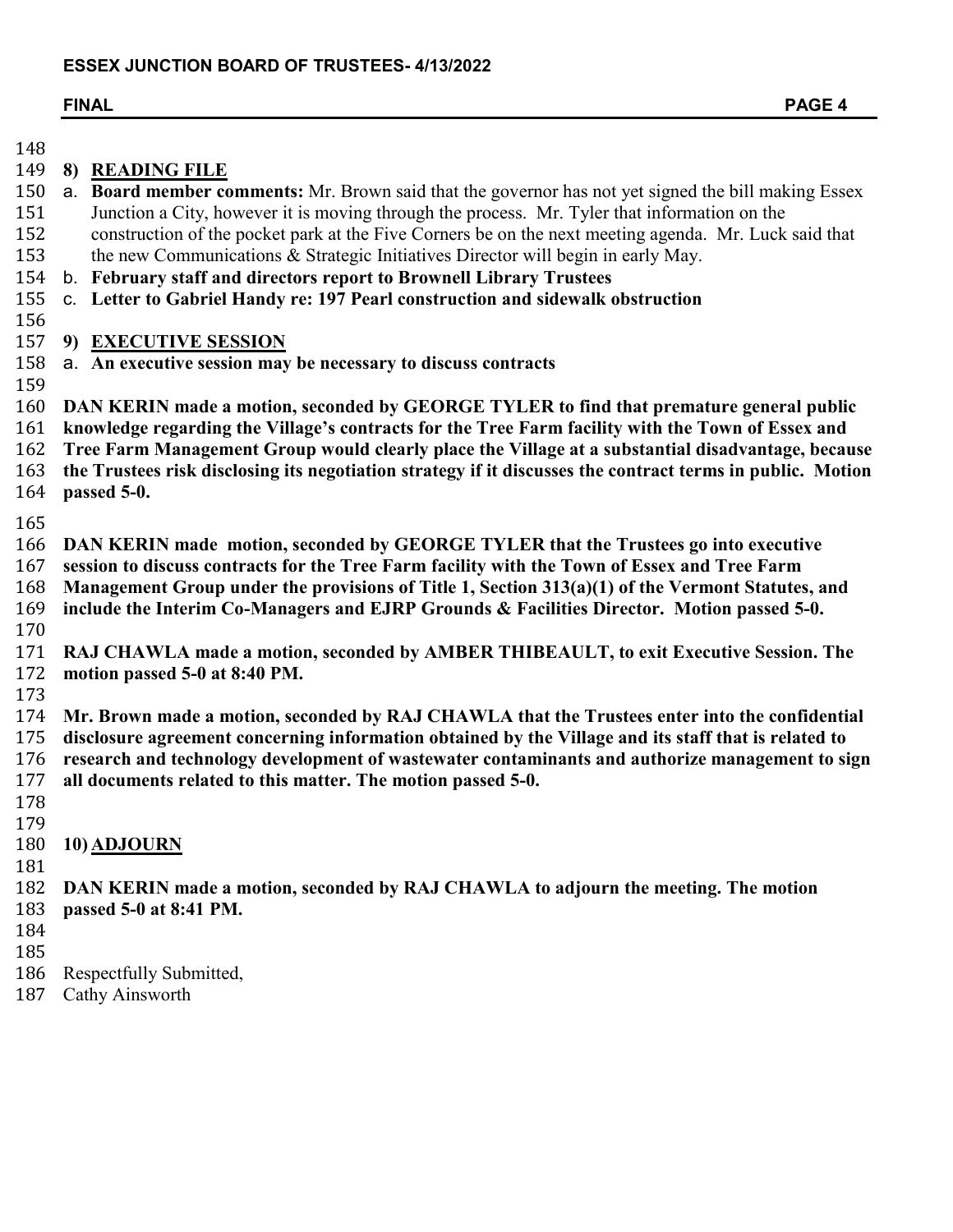## 8) READING FILE

a. **Board member comments:** Mr. Brown said that the governor has not yet signed the bill making Essex Junction a City, however it is moving through the process. Mr. Tyler that information on the construction of the pocket park at the Five Corners be on the next meeting agenda. Mr. Luck said that the new Communications & Strategic Initiatives Director will begin in early May.

b. **February staff and directors report to Brownell Library Trustees**

c. **Letter to Gabriel Handy re: 197 Pearl construction and sidewalk obstruction**

## 9) EXECUTIVE SESSION

a. **An executive session may be necessary to discuss contracts**

**DAN KERIN made a motion, seconded by GEORGE TYLER to find that premature general public knowledge regarding the Village's contracts for the Tree Farm facility with the Town of Essex and Tree Farm Management Group would clearly place the Village at a substantial disadvantage, because the Trustees risk disclosing its negotiation strategy if it discusses the contract terms in public. Motion passed 5-0.**

**DAN KERIN made motion, seconded by GEORGE TYLER that the Trustees go into executive session to discuss contracts for the Tree Farm facility with the Town of Essex and Tree Farm Management Group under the provisions of Title 1, Section 313(a)(1) of the Vermont Statutes, and include the Interim Co-Managers and EJRP Grounds & Facilities Director. Motion passed 5-0.**

**RAJ CHAWLA made a motion, seconded by AMBER THIBEAULT, to exit Executive Session. The motion passed 5-0 at 8:40 PM.**

**Mr. Brown made a motion, seconded by RAJ CHAWLA that the Trustees enter into the confidential disclosure agreement concerning information obtained by the Village and its staff that is related to research and technology development of wastewater contaminants and authorize management to sign all documents related to this matter. The motion passed 5-0.**

## 10) ADJOURN

**DAN KERIN made a motion, seconded by RAJ CHAWLA to adjourn the meeting. The motion passed 5-0 at 8:41 PM.**

Respectfully Submitted,
Cathy Ainsworth